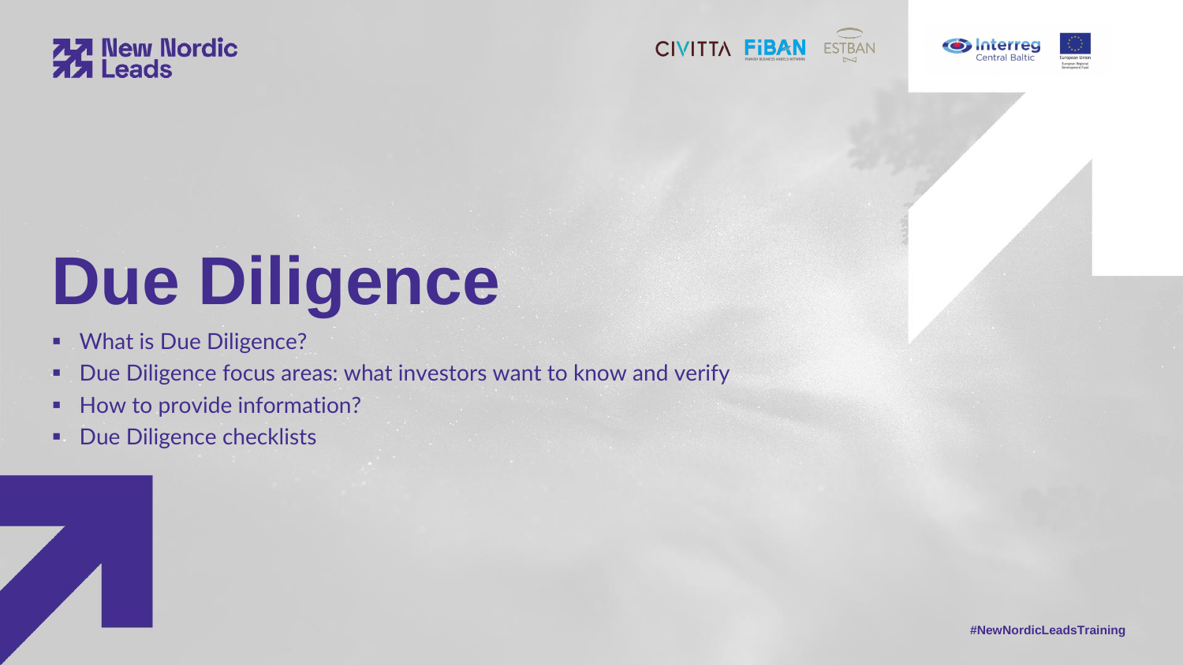# Due Diligence

- What is Due Diligence?
- Due Diligence focus areas: what investors want to know and verify
- How to provide information?
- Due Diligence checklists

#NewNordicLeadsTraining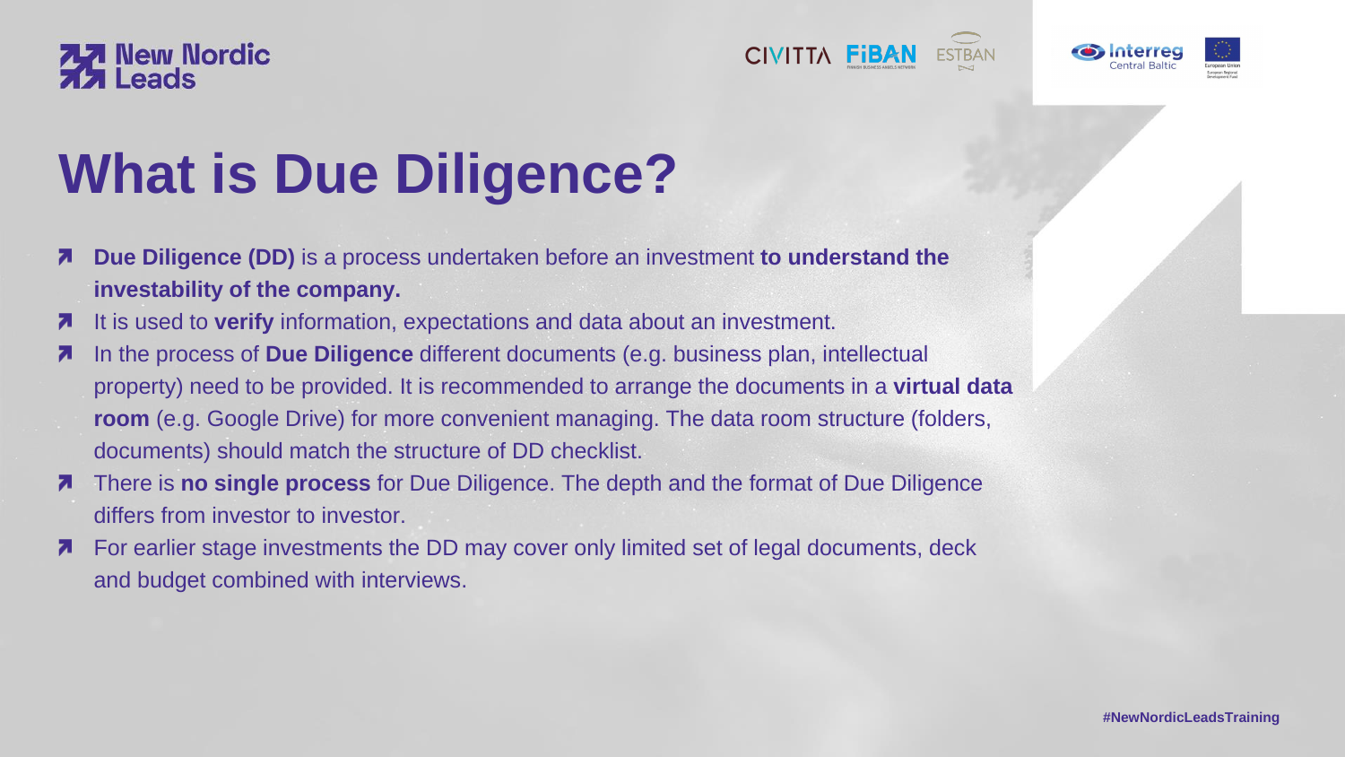# What is Due Diligence?

- **Due Diligence (DD)** is a process undertaken before an investment **to understand the investability of the company.**
- It is used to **verify** information, expectations and data about an investment.
- In the process of **Due Diligence** different documents (e.g. business plan, intellectual property) need to be provided. It is recommended to arrange the documents in a **virtual data room** (e.g. Google Drive) for more convenient managing. The data room structure (folders, documents) should match the structure of DD checklist.
- There is **no single process** for Due Diligence. The depth and the format of Due Diligence differs from investor to investor.
- For earlier stage investments the DD may cover only limited set of legal documents, deck and budget combined with interviews.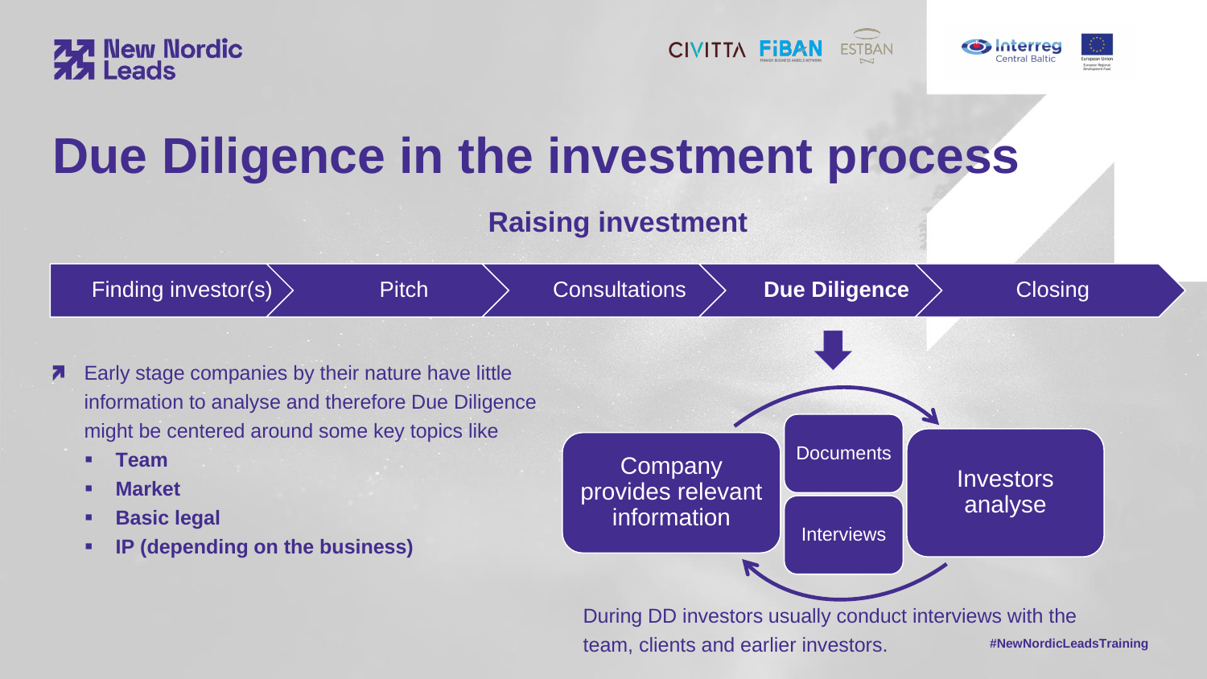# Due Diligence in the investment process

## Raising investment

Finding investor(s) → Pitch → Consultations → **Due Diligence** → Closing

- Early stage companies by their nature have little information to analyse and therefore Due Diligence might be centered around some key topics like
  - **Team**
  - **Market**
  - **Basic legal**
  - **IP (depending on the business)**

Company provides relevant information → Documents / Interviews → Investors analyse

During DD investors usually conduct interviews with the team, clients and earlier investors.

#NewNordicLeadsTraining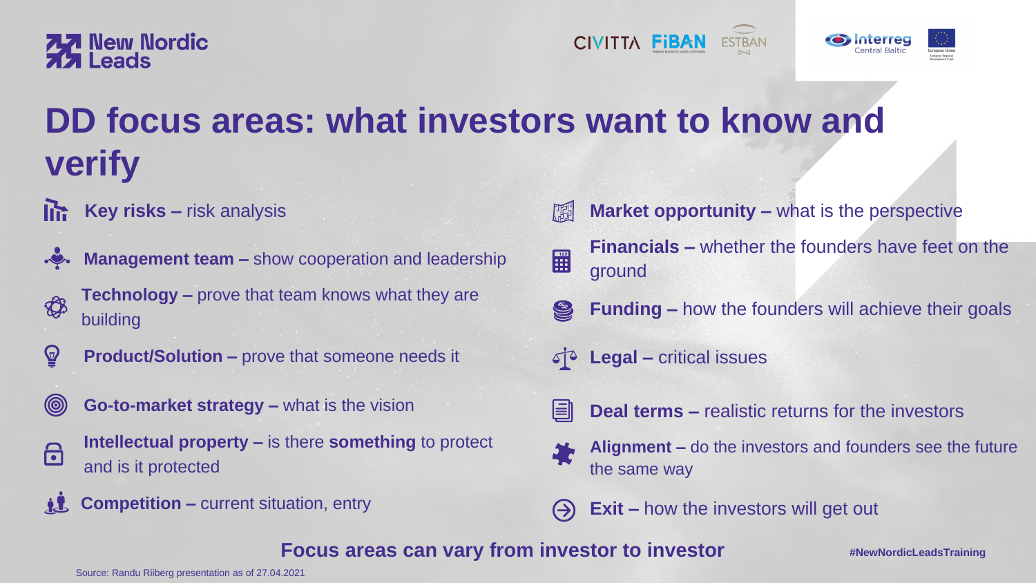# DD focus areas: what investors want to know and verify

- **Key risks –** risk analysis
- **Management team –** show cooperation and leadership
- **Technology –** prove that team knows what they are building
- **Product/Solution –** prove that someone needs it
- **Go-to-market strategy –** what is the vision
- **Intellectual property –** is there **something** to protect and is it protected
- **Competition –** current situation, entry
- **Market opportunity –** what is the perspective
- **Financials –** whether the founders have feet on the ground
- **Funding –** how the founders will achieve their goals
- **Legal –** critical issues
- **Deal terms –** realistic returns for the investors
- **Alignment –** do the investors and founders see the future the same way
- **Exit –** how the investors will get out

**Focus areas can vary from investor to investor**

**#NewNordicLeadsTraining**

Source: Randu Riiberg presentation as of 27.04.2021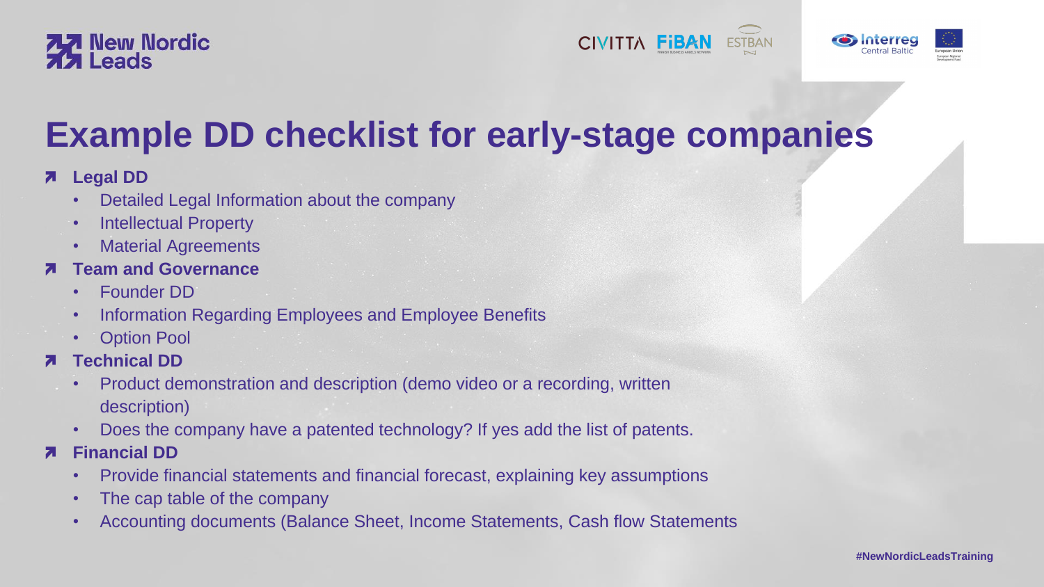# Example DD checklist for early-stage companies

- **Legal DD**
  - Detailed Legal Information about the company
  - Intellectual Property
  - Material Agreements
- **Team and Governance**
  - Founder DD
  - Information Regarding Employees and Employee Benefits
  - Option Pool
- **Technical DD**
  - Product demonstration and description (demo video or a recording, written description)
  - Does the company have a patented technology? If yes add the list of patents.
- **Financial DD**
  - Provide financial statements and financial forecast, explaining key assumptions
  - The cap table of the company
  - Accounting documents (Balance Sheet, Income Statements, Cash flow Statements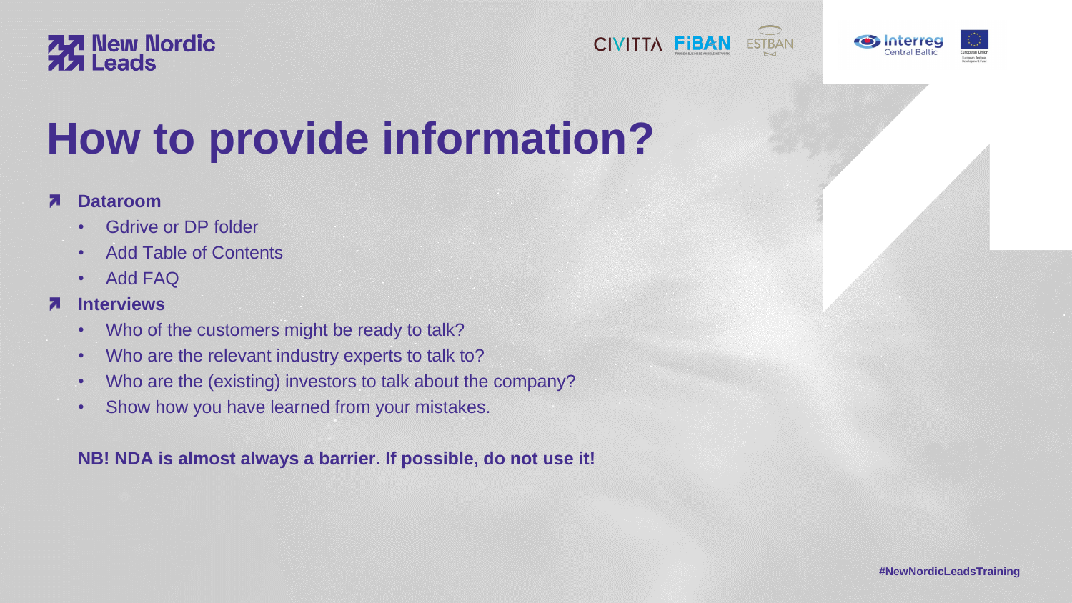# How to provide information?

- **Dataroom**
  - Gdrive or DP folder
  - Add Table of Contents
  - Add FAQ
- **Interviews**
  - Who of the customers might be ready to talk?
  - Who are the relevant industry experts to talk to?
  - Who are the (existing) investors to talk about the company?
  - Show how you have learned from your mistakes.

**NB! NDA is almost always a barrier. If possible, do not use it!**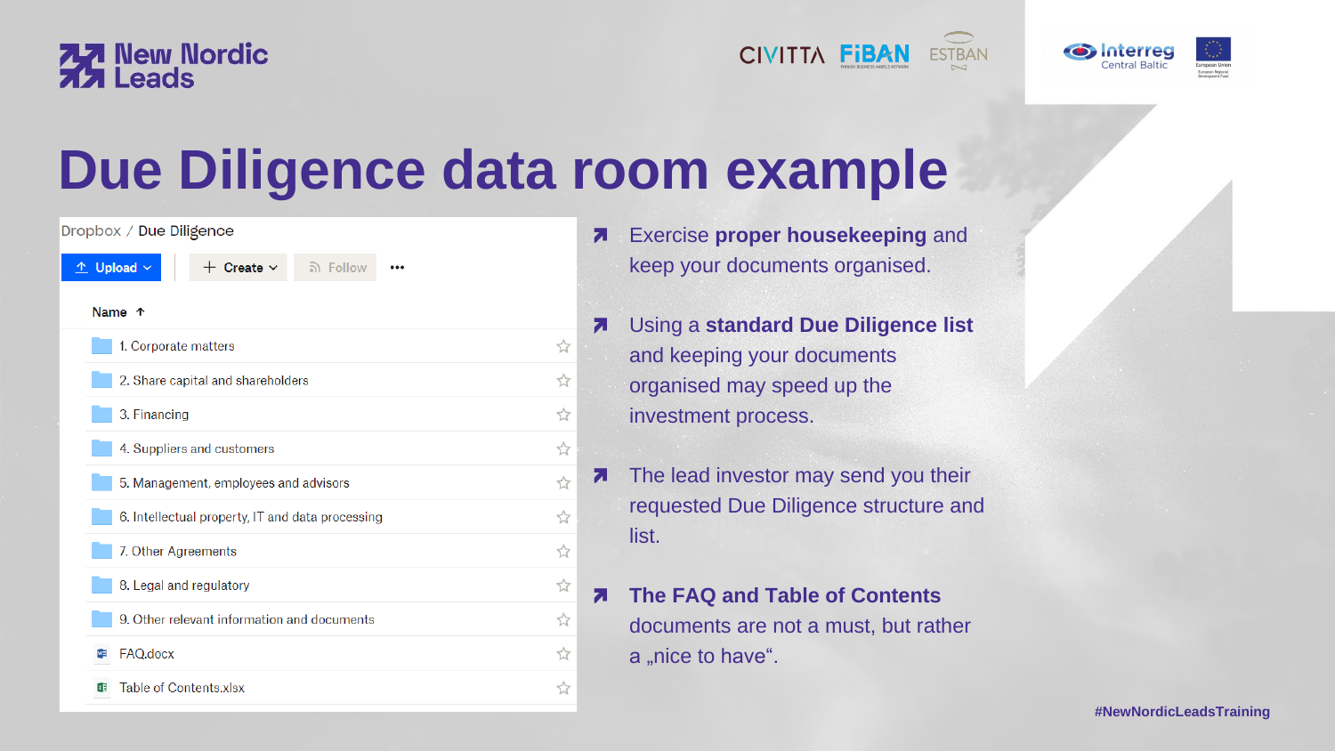# Due Diligence data room example

Dropbox / Due Diligence

Upload | Create | Follow | ...

Name ↑

- 1. Corporate matters
- 2. Share capital and shareholders
- 3. Financing
- 4. Suppliers and customers
- 5. Management, employees and advisors
- 6. Intellectual property, IT and data processing
- 7. Other Agreements
- 8. Legal and regulatory
- 9. Other relevant information and documents
- FAQ.docx
- Table of Contents.xlsx

- Exercise **proper housekeeping** and keep your documents organised.
- Using a **standard Due Diligence list** and keeping your documents organised may speed up the investment process.
- The lead investor may send you their requested Due Diligence structure and list.
- **The FAQ and Table of Contents** documents are not a must, but rather a „nice to have“.

#NewNordicLeadsTraining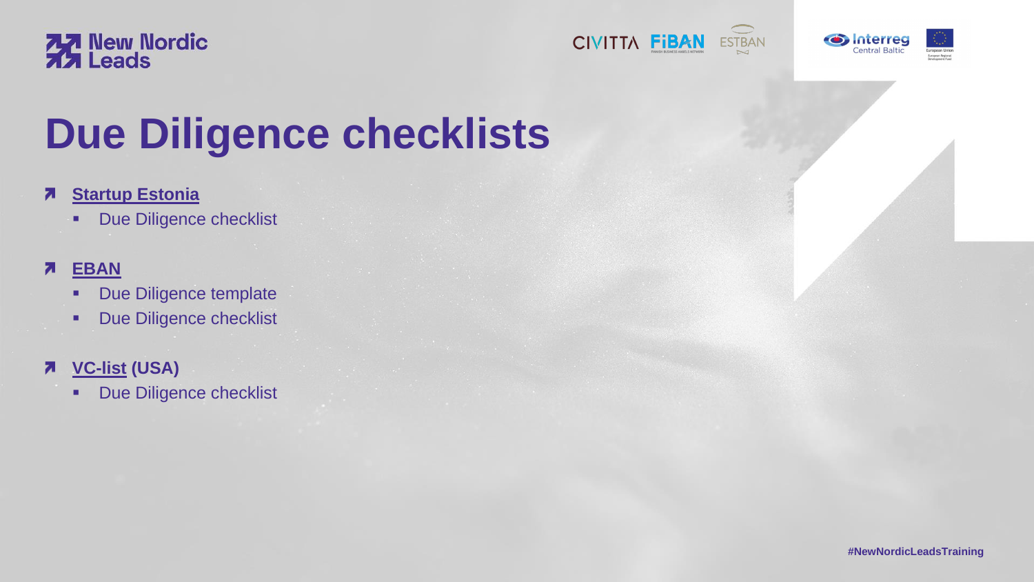# Due Diligence checklists

- **Startup Estonia**
  - Due Diligence checklist
- **EBAN**
  - Due Diligence template
  - Due Diligence checklist
- **VC-list (USA)**
  - Due Diligence checklist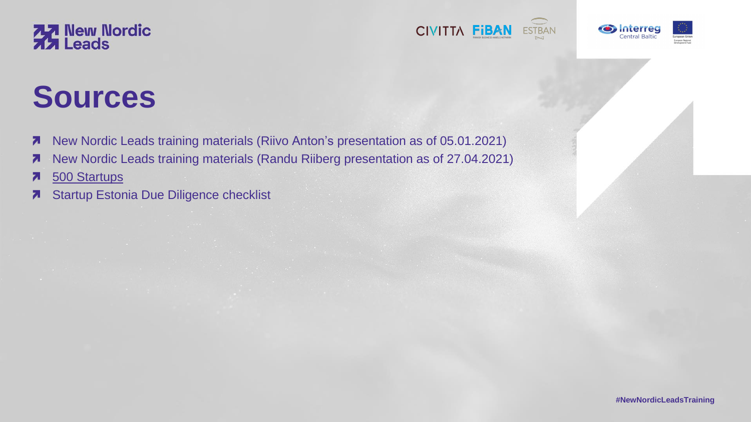# Sources

- New Nordic Leads training materials (Riivo Anton's presentation as of 05.01.2021)
- New Nordic Leads training materials (Randu Riiberg presentation as of 27.04.2021)
- 500 Startups
- Startup Estonia Due Diligence checklist